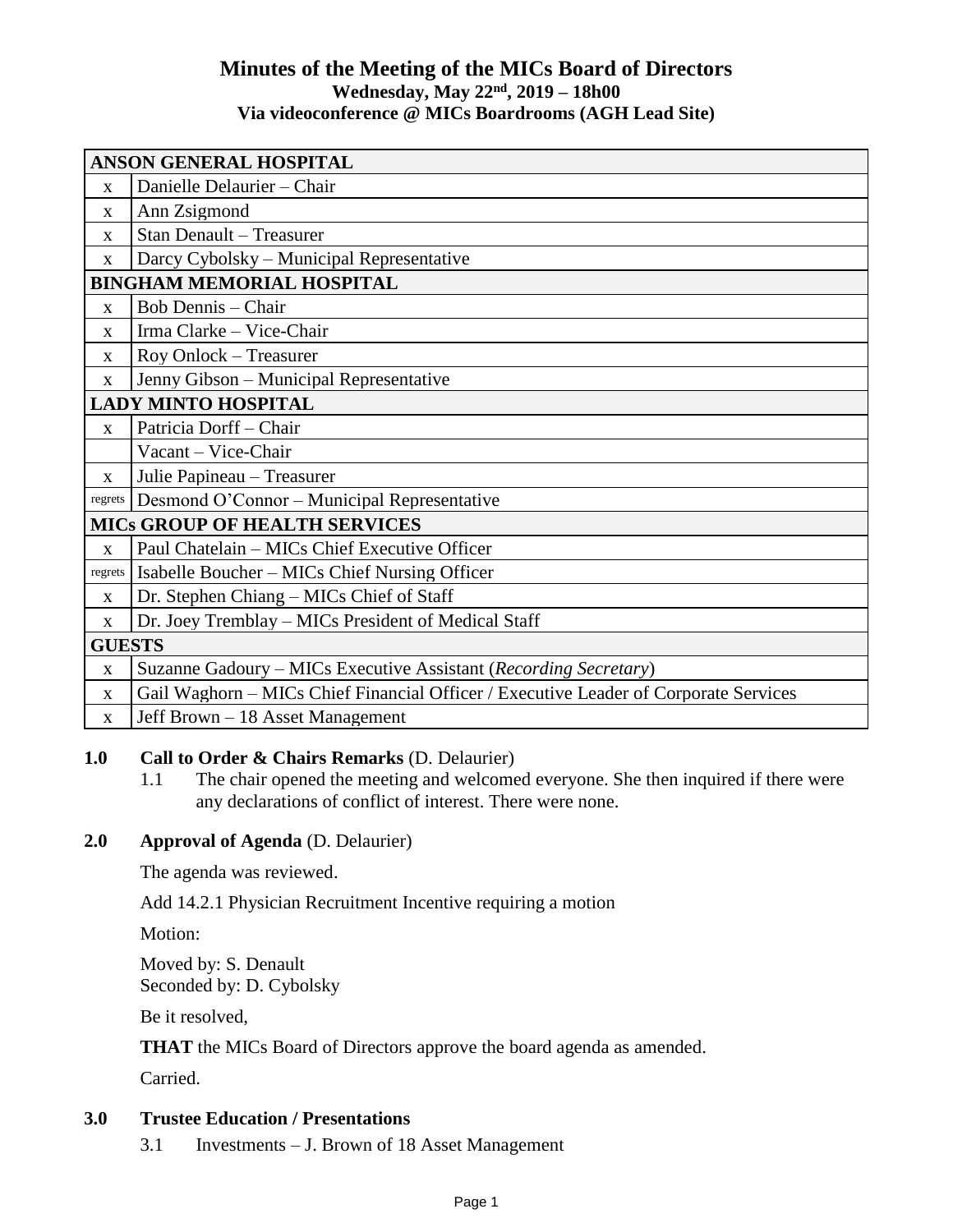# Minutes of the Meeting of the MICs Board of Directors

**Wednesday, May 22nd, 2019 – 18h00**

**Via videoconference @ MICs Boardrooms (AGH Lead Site)**

| | |
|---|---|
| **ANSON GENERAL HOSPITAL** | |
| x | Danielle Delaurier – Chair |
| x | Ann Zsigmond |
| x | Stan Denault – Treasurer |
| x | Darcy Cybolsky – Municipal Representative |
| **BINGHAM MEMORIAL HOSPITAL** | |
| x | Bob Dennis – Chair |
| x | Irma Clarke – Vice-Chair |
| x | Roy Onlock – Treasurer |
| x | Jenny Gibson – Municipal Representative |
| **LADY MINTO HOSPITAL** | |
| x | Patricia Dorff – Chair |
| | Vacant – Vice-Chair |
| x | Julie Papineau – Treasurer |
| regrets | Desmond O'Connor – Municipal Representative |
| **MICs GROUP OF HEALTH SERVICES** | |
| x | Paul Chatelain – MICs Chief Executive Officer |
| regrets | Isabelle Boucher – MICs Chief Nursing Officer |
| x | Dr. Stephen Chiang – MICs Chief of Staff |
| x | Dr. Joey Tremblay – MICs President of Medical Staff |
| **GUESTS** | |
| x | Suzanne Gadoury – MICs Executive Assistant (*Recording Secretary*) |
| x | Gail Waghorn – MICs Chief Financial Officer / Executive Leader of Corporate Services |
| x | Jeff Brown – 18 Asset Management |

**1.0 Call to Order & Chairs Remarks** (D. Delaurier)

1.1 The chair opened the meeting and welcomed everyone. She then inquired if there were any declarations of conflict of interest. There were none.

**2.0 Approval of Agenda** (D. Delaurier)

The agenda was reviewed.

Add 14.2.1 Physician Recruitment Incentive requiring a motion

Motion:

Moved by: S. Denault
Seconded by: D. Cybolsky

Be it resolved,

**THAT** the MICs Board of Directors approve the board agenda as amended.

Carried.

**3.0 Trustee Education / Presentations**

3.1 Investments – J. Brown of 18 Asset Management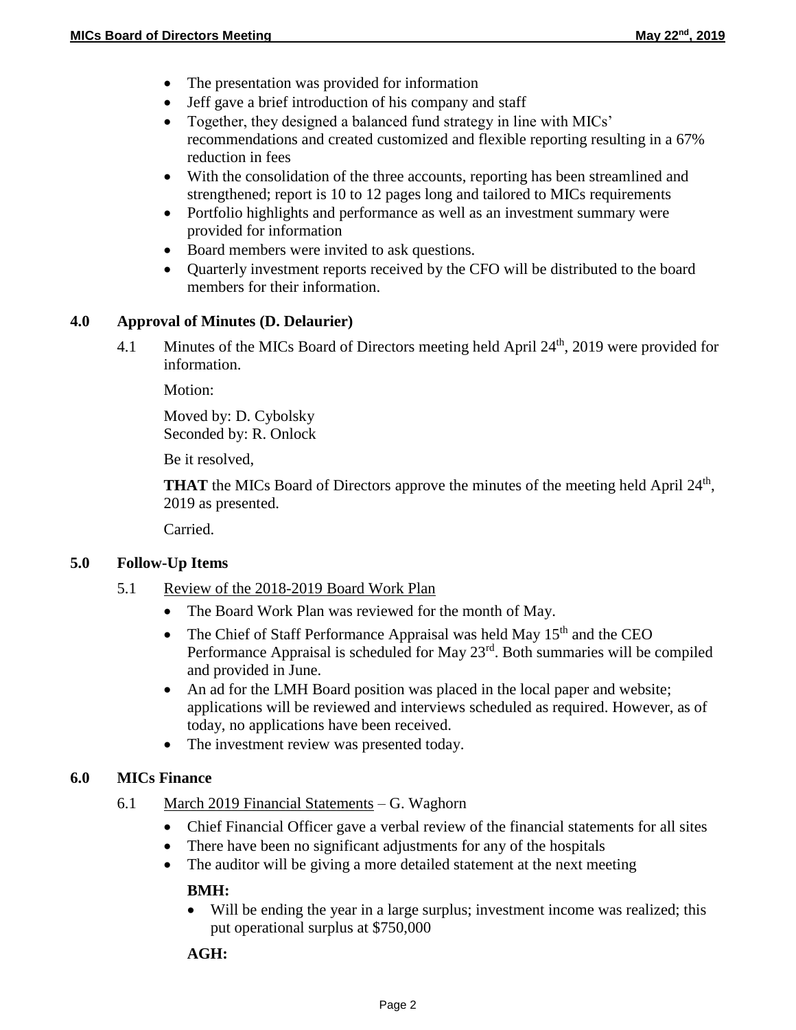- The presentation was provided for information
- Jeff gave a brief introduction of his company and staff
- Together, they designed a balanced fund strategy in line with MICs' recommendations and created customized and flexible reporting resulting in a 67% reduction in fees
- With the consolidation of the three accounts, reporting has been streamlined and strengthened; report is 10 to 12 pages long and tailored to MICs requirements
- Portfolio highlights and performance as well as an investment summary were provided for information
- Board members were invited to ask questions.
- Quarterly investment reports received by the CFO will be distributed to the board members for their information.

## 4.0 Approval of Minutes (D. Delaurier)

4.1 Minutes of the MICs Board of Directors meeting held April 24th, 2019 were provided for information.

Motion:

Moved by: D. Cybolsky
Seconded by: R. Onlock

Be it resolved,

**THAT** the MICs Board of Directors approve the minutes of the meeting held April 24th, 2019 as presented.

Carried.

## 5.0 Follow-Up Items

5.1 Review of the 2018-2019 Board Work Plan

- The Board Work Plan was reviewed for the month of May.
- The Chief of Staff Performance Appraisal was held May 15th and the CEO Performance Appraisal is scheduled for May 23rd. Both summaries will be compiled and provided in June.
- An ad for the LMH Board position was placed in the local paper and website; applications will be reviewed and interviews scheduled as required. However, as of today, no applications have been received.
- The investment review was presented today.

## 6.0 MICs Finance

6.1 March 2019 Financial Statements – G. Waghorn

- Chief Financial Officer gave a verbal review of the financial statements for all sites
- There have been no significant adjustments for any of the hospitals
- The auditor will be giving a more detailed statement at the next meeting

**BMH:**

- Will be ending the year in a large surplus; investment income was realized; this put operational surplus at $750,000

**AGH:**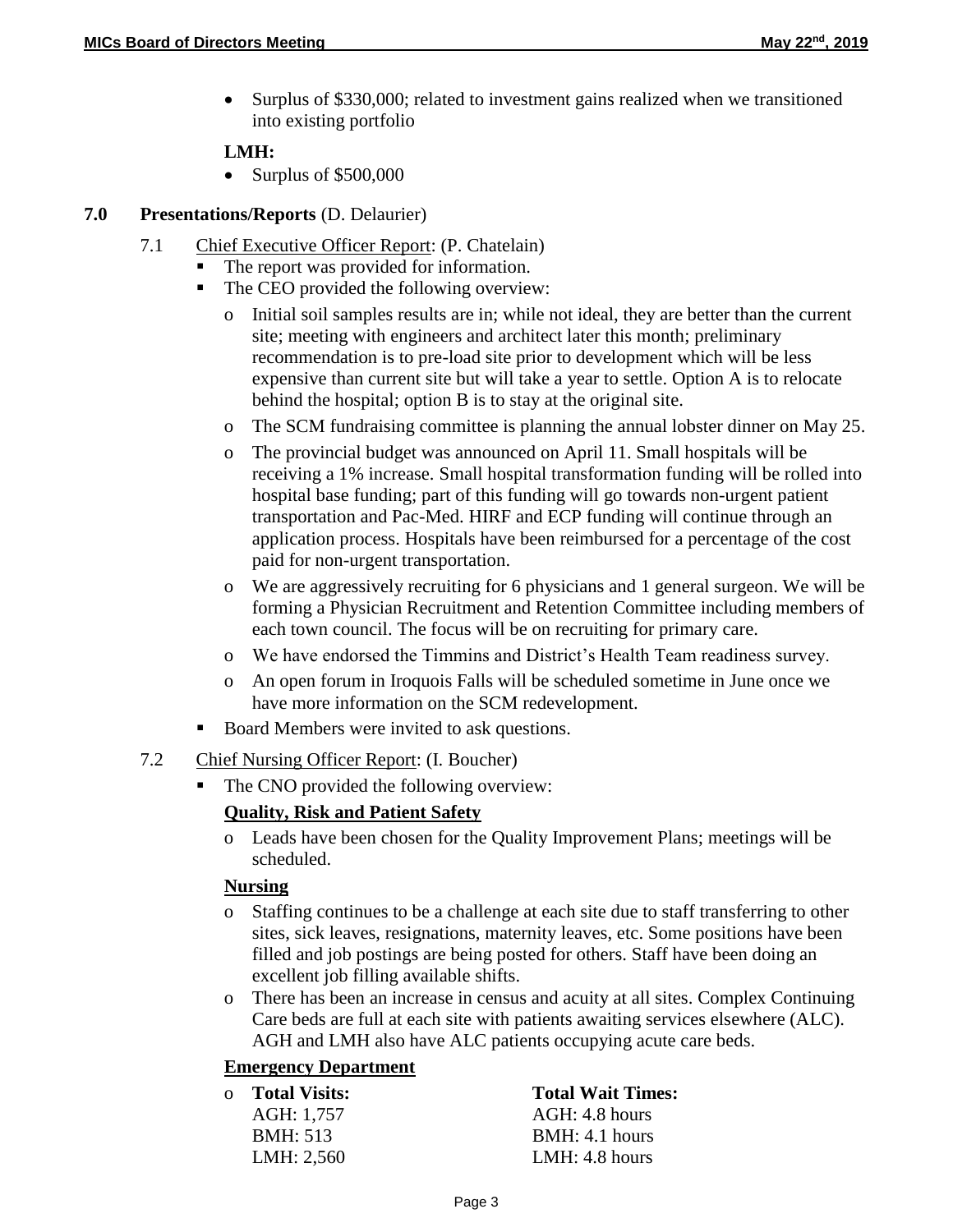- Surplus of $330,000; related to investment gains realized when we transitioned into existing portfolio

**LMH:**

- Surplus of $500,000

**7.0 Presentations/Reports** (D. Delaurier)

7.1 Chief Executive Officer Report: (P. Chatelain)

- The report was provided for information.
- The CEO provided the following overview:
  - Initial soil samples results are in; while not ideal, they are better than the current site; meeting with engineers and architect later this month; preliminary recommendation is to pre-load site prior to development which will be less expensive than current site but will take a year to settle. Option A is to relocate behind the hospital; option B is to stay at the original site.
  - The SCM fundraising committee is planning the annual lobster dinner on May 25.
  - The provincial budget was announced on April 11. Small hospitals will be receiving a 1% increase. Small hospital transformation funding will be rolled into hospital base funding; part of this funding will go towards non-urgent patient transportation and Pac-Med. HIRF and ECP funding will continue through an application process. Hospitals have been reimbursed for a percentage of the cost paid for non-urgent transportation.
  - We are aggressively recruiting for 6 physicians and 1 general surgeon. We will be forming a Physician Recruitment and Retention Committee including members of each town council. The focus will be on recruiting for primary care.
  - We have endorsed the Timmins and District's Health Team readiness survey.
  - An open forum in Iroquois Falls will be scheduled sometime in June once we have more information on the SCM redevelopment.
- Board Members were invited to ask questions.

7.2 Chief Nursing Officer Report: (I. Boucher)

- The CNO provided the following overview:

**Quality, Risk and Patient Safety**

- Leads have been chosen for the Quality Improvement Plans; meetings will be scheduled.

**Nursing**

- Staffing continues to be a challenge at each site due to staff transferring to other sites, sick leaves, resignations, maternity leaves, etc. Some positions have been filled and job postings are being posted for others. Staff have been doing an excellent job filling available shifts.
- There has been an increase in census and acuity at all sites. Complex Continuing Care beds are full at each site with patients awaiting services elsewhere (ALC). AGH and LMH also have ALC patients occupying acute care beds.

**Emergency Department**

| **Total Visits:** | **Total Wait Times:** |
|---|---|
| AGH: 1,757 | AGH: 4.8 hours |
| BMH: 513 | BMH: 4.1 hours |
| LMH: 2,560 | LMH: 4.8 hours |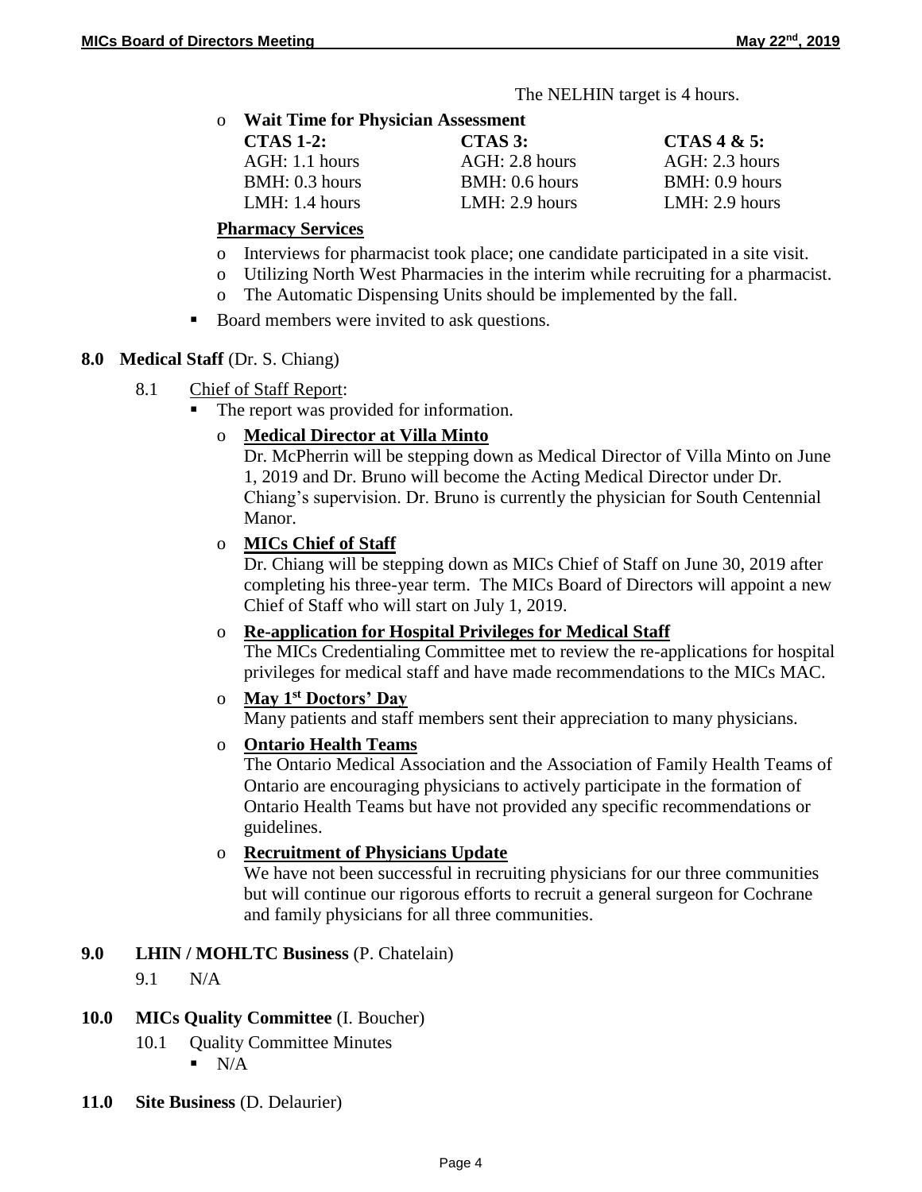The NELHIN target is 4 hours.

- **Wait Time for Physician Assessment**

| CTAS 1-2: | CTAS 3: | CTAS 4 & 5: |
| --- | --- | --- |
| AGH: 1.1 hours | AGH: 2.8 hours | AGH: 2.3 hours |
| BMH: 0.3 hours | BMH: 0.6 hours | BMH: 0.9 hours |
| LMH: 1.4 hours | LMH: 2.9 hours | LMH: 2.9 hours |

**Pharmacy Services**

- Interviews for pharmacist took place; one candidate participated in a site visit.
- Utilizing North West Pharmacies in the interim while recruiting for a pharmacist.
- The Automatic Dispensing Units should be implemented by the fall.

- Board members were invited to ask questions.

**8.0 Medical Staff** (Dr. S. Chiang)

8.1 Chief of Staff Report:

- The report was provided for information.
  - **Medical Director at Villa Minto**
    Dr. McPherrin will be stepping down as Medical Director of Villa Minto on June 1, 2019 and Dr. Bruno will become the Acting Medical Director under Dr. Chiang's supervision. Dr. Bruno is currently the physician for South Centennial Manor.
  - **MICs Chief of Staff**
    Dr. Chiang will be stepping down as MICs Chief of Staff on June 30, 2019 after completing his three-year term. The MICs Board of Directors will appoint a new Chief of Staff who will start on July 1, 2019.
  - **Re-application for Hospital Privileges for Medical Staff**
    The MICs Credentialing Committee met to review the re-applications for hospital privileges for medical staff and have made recommendations to the MICs MAC.
  - **May 1st Doctors' Day**
    Many patients and staff members sent their appreciation to many physicians.
  - **Ontario Health Teams**
    The Ontario Medical Association and the Association of Family Health Teams of Ontario are encouraging physicians to actively participate in the formation of Ontario Health Teams but have not provided any specific recommendations or guidelines.
  - **Recruitment of Physicians Update**
    We have not been successful in recruiting physicians for our three communities but will continue our rigorous efforts to recruit a general surgeon for Cochrane and family physicians for all three communities.

**9.0 LHIN / MOHLTC Business** (P. Chatelain)

9.1 N/A

**10.0 MICs Quality Committee** (I. Boucher)

10.1 Quality Committee Minutes

- N/A

**11.0 Site Business** (D. Delaurier)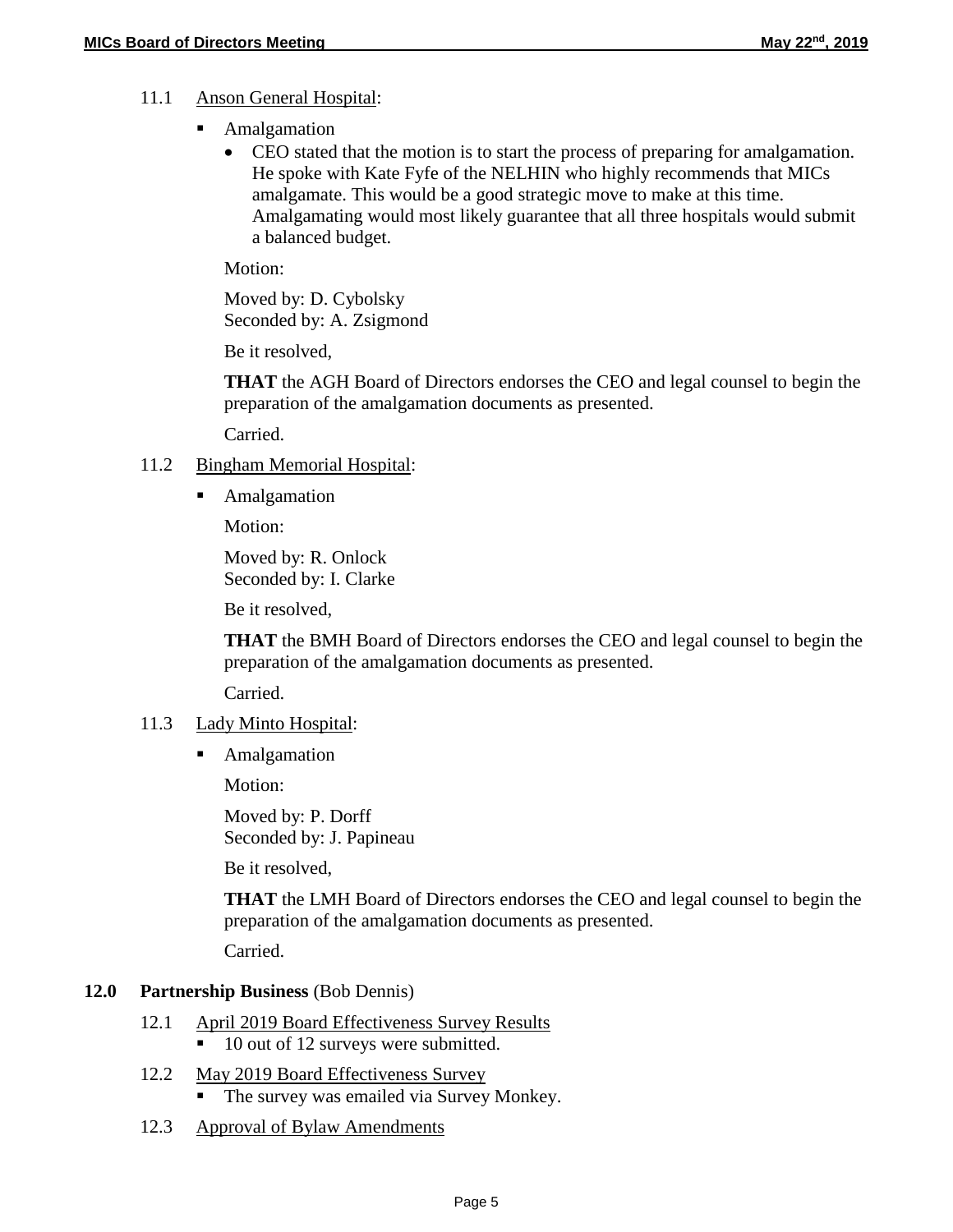11.1 Anson General Hospital:

- Amalgamation
  - CEO stated that the motion is to start the process of preparing for amalgamation. He spoke with Kate Fyfe of the NELHIN who highly recommends that MICs amalgamate. This would be a good strategic move to make at this time. Amalgamating would most likely guarantee that all three hospitals would submit a balanced budget.

  Motion:

  Moved by: D. Cybolsky
  Seconded by: A. Zsigmond

  Be it resolved,

  **THAT** the AGH Board of Directors endorses the CEO and legal counsel to begin the preparation of the amalgamation documents as presented.

  Carried.

11.2 Bingham Memorial Hospital:

- Amalgamation

  Motion:

  Moved by: R. Onlock
  Seconded by: I. Clarke

  Be it resolved,

  **THAT** the BMH Board of Directors endorses the CEO and legal counsel to begin the preparation of the amalgamation documents as presented.

  Carried.

11.3 Lady Minto Hospital:

- Amalgamation

  Motion:

  Moved by: P. Dorff
  Seconded by: J. Papineau

  Be it resolved,

  **THAT** the LMH Board of Directors endorses the CEO and legal counsel to begin the preparation of the amalgamation documents as presented.

  Carried.

## 12.0 Partnership Business (Bob Dennis)

12.1 April 2019 Board Effectiveness Survey Results

- 10 out of 12 surveys were submitted.

12.2 May 2019 Board Effectiveness Survey

- The survey was emailed via Survey Monkey.

12.3 Approval of Bylaw Amendments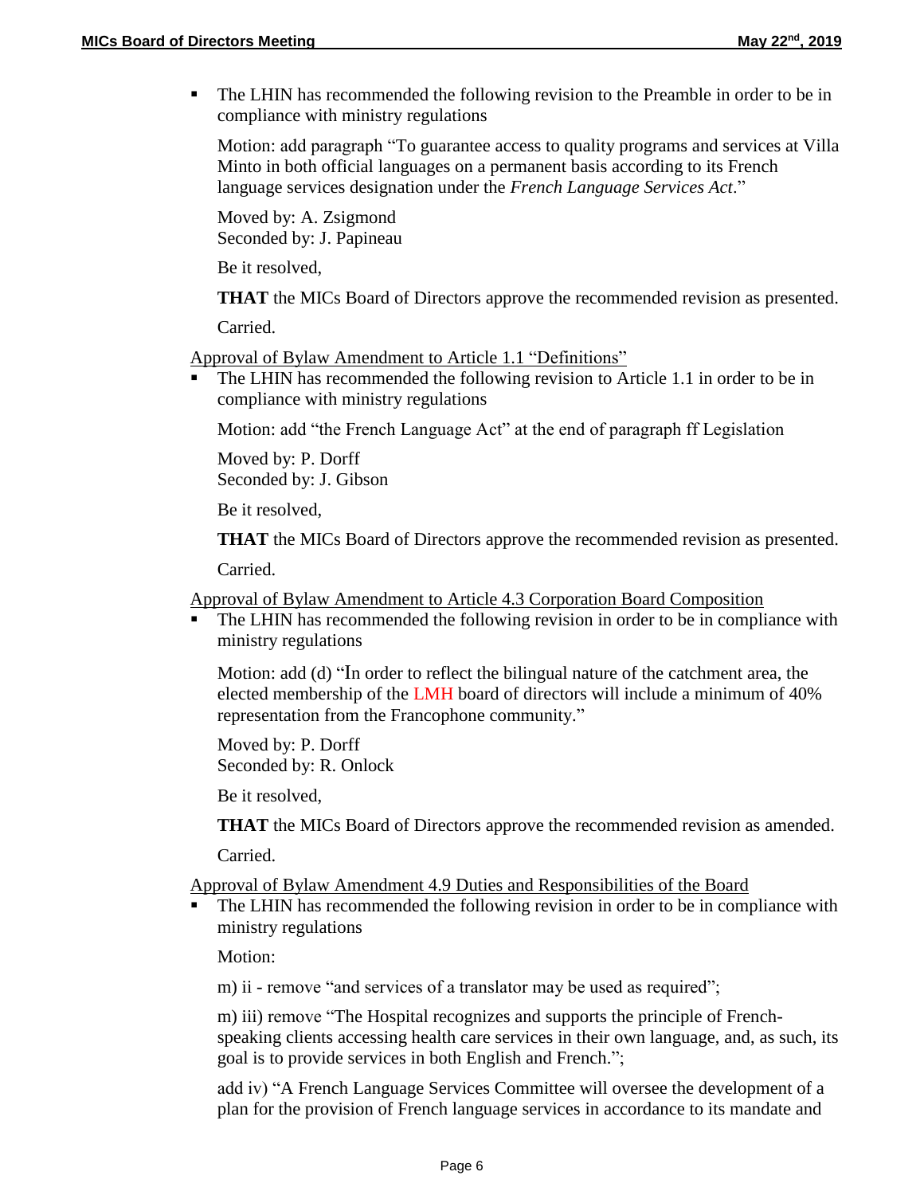- The LHIN has recommended the following revision to the Preamble in order to be in compliance with ministry regulations

  Motion: add paragraph "To guarantee access to quality programs and services at Villa Minto in both official languages on a permanent basis according to its French language services designation under the *French Language Services Act*."

  Moved by: A. Zsigmond
  Seconded by: J. Papineau

  Be it resolved,

  **THAT** the MICs Board of Directors approve the recommended revision as presented.

  Carried.

Approval of Bylaw Amendment to Article 1.1 "Definitions"

- The LHIN has recommended the following revision to Article 1.1 in order to be in compliance with ministry regulations

  Motion: add "the French Language Act" at the end of paragraph ff Legislation

  Moved by: P. Dorff
  Seconded by: J. Gibson

  Be it resolved,

  **THAT** the MICs Board of Directors approve the recommended revision as presented.

  Carried.

Approval of Bylaw Amendment to Article 4.3 Corporation Board Composition

- The LHIN has recommended the following revision in order to be in compliance with ministry regulations

  Motion: add (d) "In order to reflect the bilingual nature of the catchment area, the elected membership of the LMH board of directors will include a minimum of 40% representation from the Francophone community."

  Moved by: P. Dorff
  Seconded by: R. Onlock

  Be it resolved,

  **THAT** the MICs Board of Directors approve the recommended revision as amended.

  Carried.

Approval of Bylaw Amendment 4.9 Duties and Responsibilities of the Board

- The LHIN has recommended the following revision in order to be in compliance with ministry regulations

  Motion:

  m) ii - remove "and services of a translator may be used as required";

  m) iii) remove "The Hospital recognizes and supports the principle of French-speaking clients accessing health care services in their own language, and, as such, its goal is to provide services in both English and French.";

  add iv) "A French Language Services Committee will oversee the development of a plan for the provision of French language services in accordance to its mandate and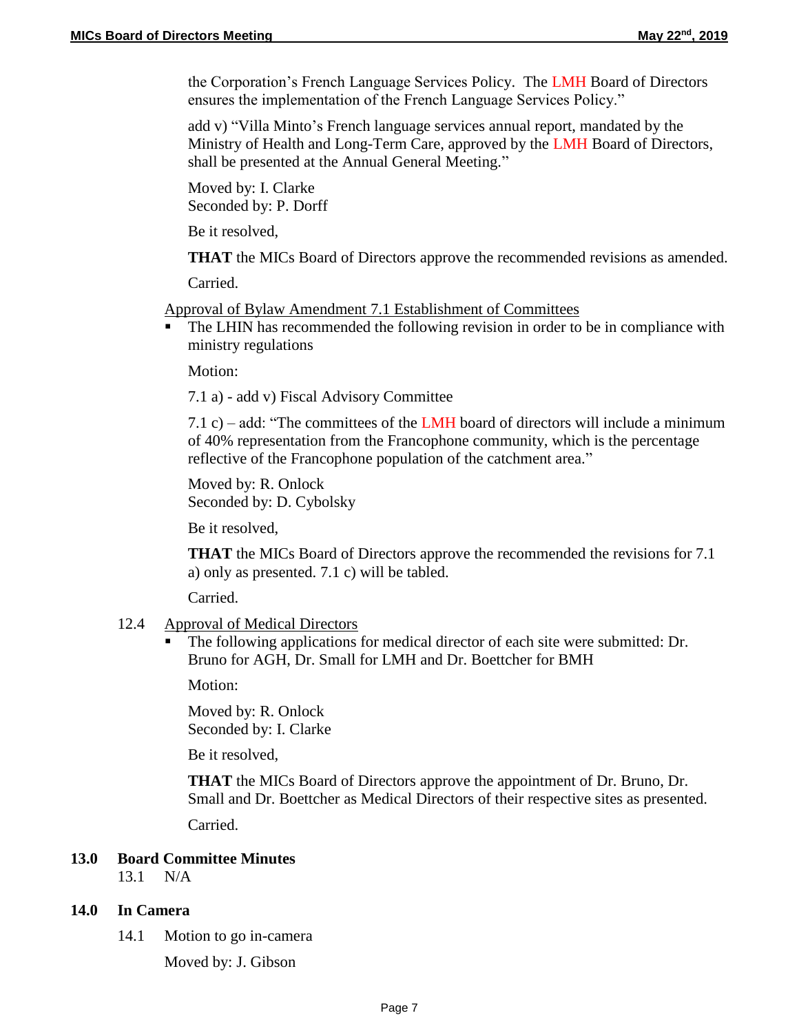the Corporation's French Language Services Policy. The LMH Board of Directors ensures the implementation of the French Language Services Policy."

add v) "Villa Minto's French language services annual report, mandated by the Ministry of Health and Long-Term Care, approved by the LMH Board of Directors, shall be presented at the Annual General Meeting."

Moved by: I. Clarke
Seconded by: P. Dorff

Be it resolved,

**THAT** the MICs Board of Directors approve the recommended revisions as amended.

Carried.

Approval of Bylaw Amendment 7.1 Establishment of Committees

- The LHIN has recommended the following revision in order to be in compliance with ministry regulations

Motion:

7.1 a) - add v) Fiscal Advisory Committee

7.1 c) – add: "The committees of the LMH board of directors will include a minimum of 40% representation from the Francophone community, which is the percentage reflective of the Francophone population of the catchment area."

Moved by: R. Onlock
Seconded by: D. Cybolsky

Be it resolved,

**THAT** the MICs Board of Directors approve the recommended the revisions for 7.1 a) only as presented. 7.1 c) will be tabled.

Carried.

12.4 Approval of Medical Directors

- The following applications for medical director of each site were submitted: Dr. Bruno for AGH, Dr. Small for LMH and Dr. Boettcher for BMH

Motion:

Moved by: R. Onlock
Seconded by: I. Clarke

Be it resolved,

**THAT** the MICs Board of Directors approve the appointment of Dr. Bruno, Dr. Small and Dr. Boettcher as Medical Directors of their respective sites as presented.

Carried.

## 13.0 Board Committee Minutes

13.1 N/A

## 14.0 In Camera

14.1 Motion to go in-camera

Moved by: J. Gibson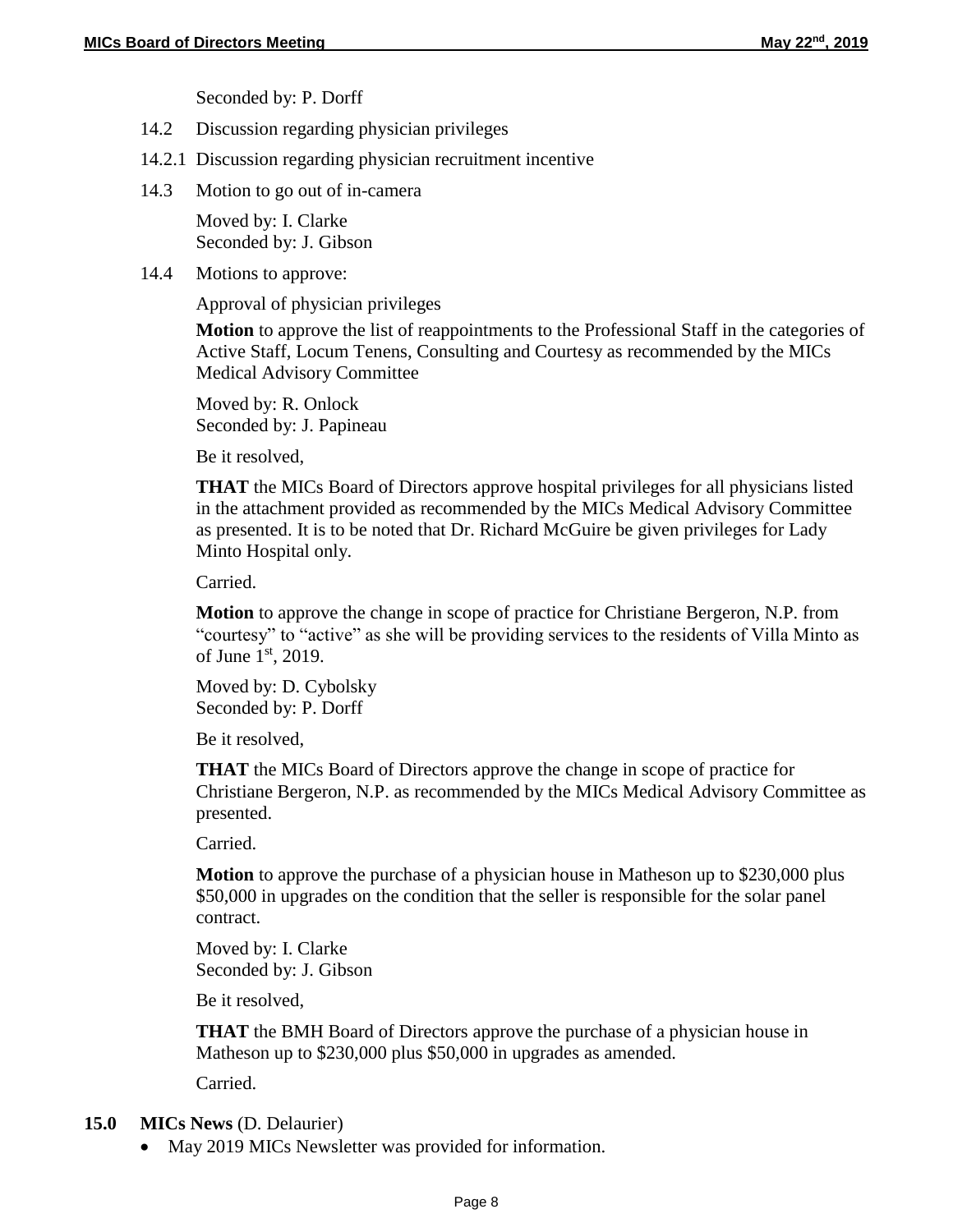Seconded by: P. Dorff

14.2 Discussion regarding physician privileges

14.2.1 Discussion regarding physician recruitment incentive

14.3 Motion to go out of in-camera

Moved by: I. Clarke
Seconded by: J. Gibson

14.4 Motions to approve:

Approval of physician privileges

**Motion** to approve the list of reappointments to the Professional Staff in the categories of Active Staff, Locum Tenens, Consulting and Courtesy as recommended by the MICs Medical Advisory Committee

Moved by: R. Onlock
Seconded by: J. Papineau

Be it resolved,

**THAT** the MICs Board of Directors approve hospital privileges for all physicians listed in the attachment provided as recommended by the MICs Medical Advisory Committee as presented. It is to be noted that Dr. Richard McGuire be given privileges for Lady Minto Hospital only.

Carried.

**Motion** to approve the change in scope of practice for Christiane Bergeron, N.P. from "courtesy" to "active" as she will be providing services to the residents of Villa Minto as of June 1st, 2019.

Moved by: D. Cybolsky
Seconded by: P. Dorff

Be it resolved,

**THAT** the MICs Board of Directors approve the change in scope of practice for Christiane Bergeron, N.P. as recommended by the MICs Medical Advisory Committee as presented.

Carried.

**Motion** to approve the purchase of a physician house in Matheson up to $230,000 plus $50,000 in upgrades on the condition that the seller is responsible for the solar panel contract.

Moved by: I. Clarke
Seconded by: J. Gibson

Be it resolved,

**THAT** the BMH Board of Directors approve the purchase of a physician house in Matheson up to $230,000 plus $50,000 in upgrades as amended.

Carried.

**15.0 MICs News** (D. Delaurier)

- May 2019 MICs Newsletter was provided for information.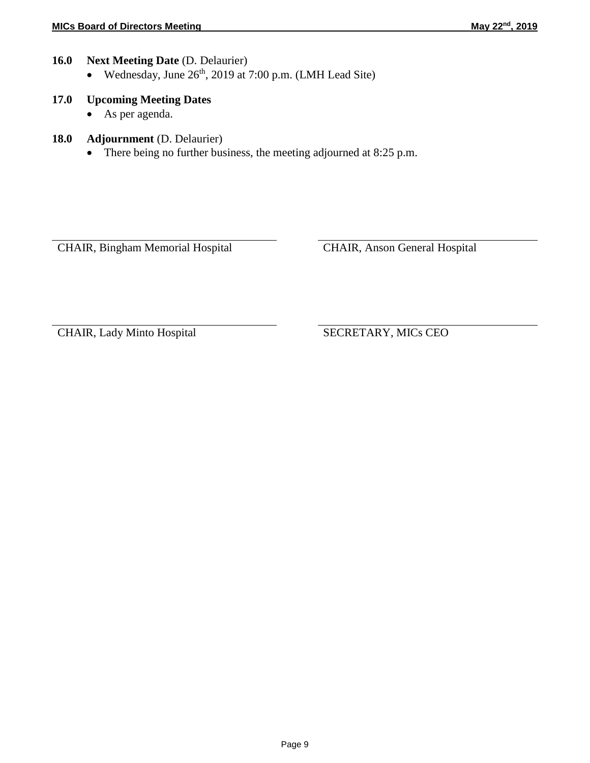**16.0 Next Meeting Date** (D. Delaurier)

- Wednesday, June 26th, 2019 at 7:00 p.m. (LMH Lead Site)

**17.0 Upcoming Meeting Dates**

- As per agenda.

**18.0 Adjournment** (D. Delaurier)

- There being no further business, the meeting adjourned at 8:25 p.m.

\_\_\_\_\_\_\_\_\_\_\_\_\_\_\_\_\_\_\_\_\_\_\_\_\_\_\_\_\_\_
CHAIR, Bingham Memorial Hospital

\_\_\_\_\_\_\_\_\_\_\_\_\_\_\_\_\_\_\_\_\_\_\_\_\_\_\_\_\_\_
CHAIR, Anson General Hospital

\_\_\_\_\_\_\_\_\_\_\_\_\_\_\_\_\_\_\_\_\_\_\_\_\_\_\_\_\_\_
CHAIR, Lady Minto Hospital

\_\_\_\_\_\_\_\_\_\_\_\_\_\_\_\_\_\_\_\_\_\_\_\_\_\_\_\_\_\_
SECRETARY, MICs CEO